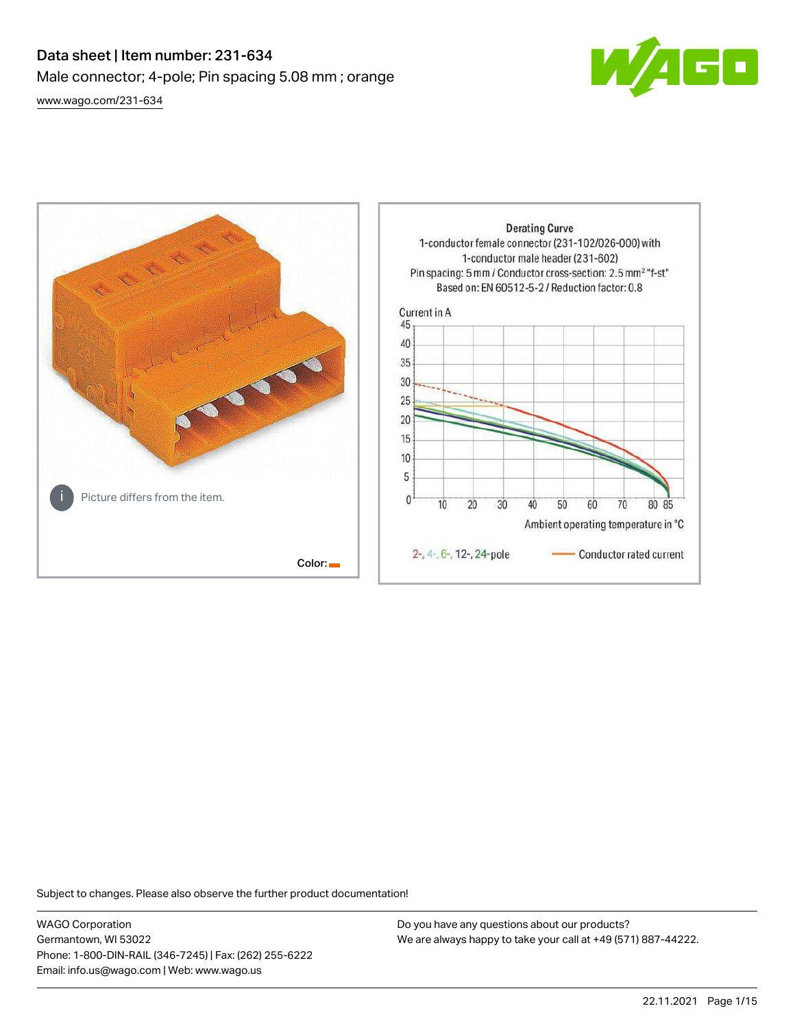# Data sheet | Item number: 231-634

Male connector; 4-pole; Pin spacing 5.08 mm ; orange

www.wago.com/231-634

Picture differs from the item.

Color:

Derating Curve
1-conductor female connector (231-102/026-000) with
1-conductor male header (231-602)
Pin spacing: 5 mm / Conductor cross-section: 2.5 mm² "f-st"
Based on: EN 60512-5-2 / Reduction factor: 0.8

Current in A

Ambient operating temperature in °C

2-, 4-, 6-, 12-, 24-pole — Conductor rated current

Subject to changes. Please also observe the further product documentation!

WAGO Corporation
Germantown, WI 53022
Phone: 1-800-DIN-RAIL (346-7245) | Fax: (262) 255-6222
Email: info.us@wago.com | Web: www.wago.us

Do you have any questions about our products?
We are always happy to take your call at +49 (571) 887-44222.

22.11.2021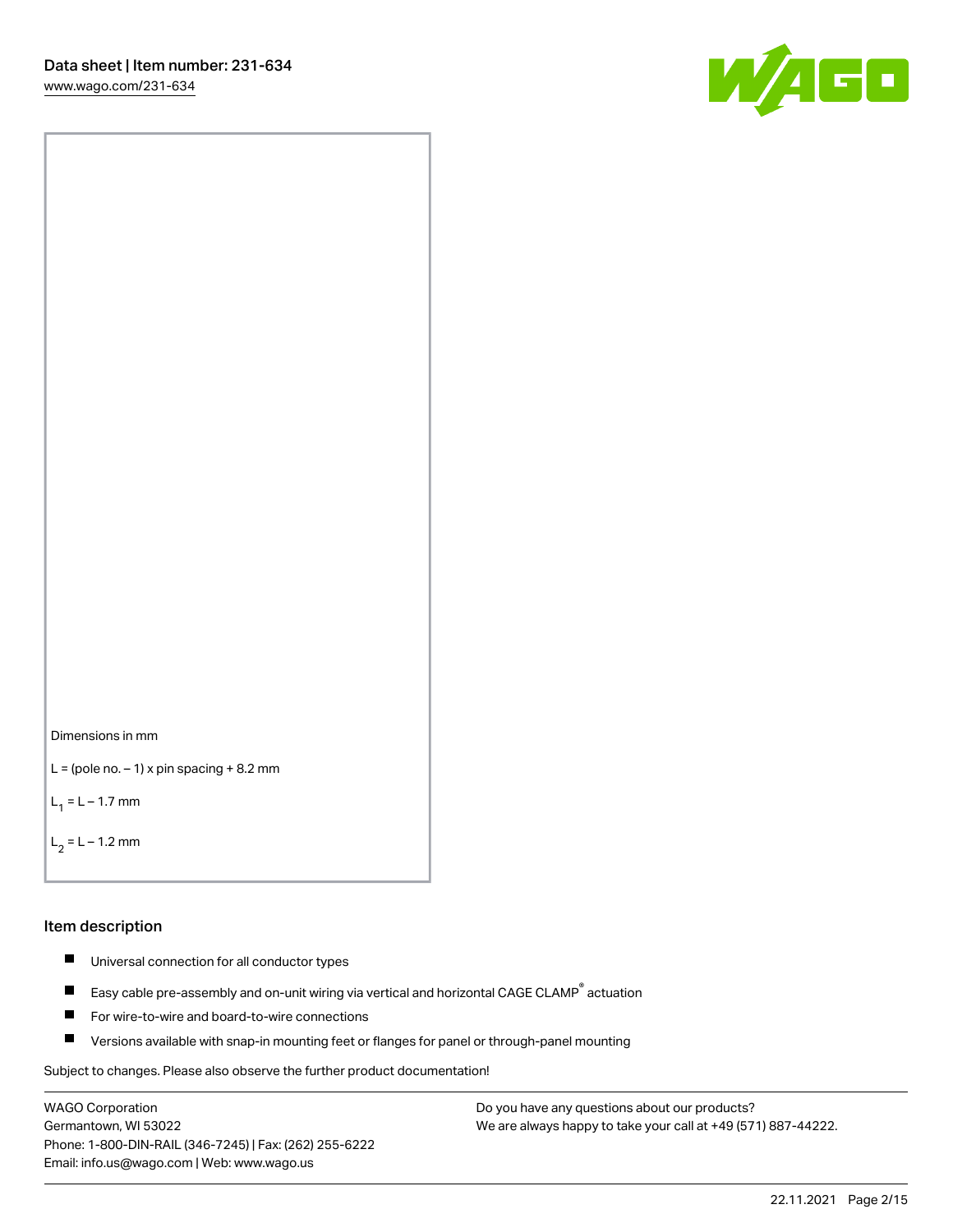Dimensions in mm

L = (pole no. – 1) x pin spacing + 8.2 mm

$L_1$ = L – 1.7 mm

$L_2$ = L – 1.2 mm

## Item description

- Universal connection for all conductor types
- Easy cable pre-assembly and on-unit wiring via vertical and horizontal CAGE CLAMP® actuation
- For wire-to-wire and board-to-wire connections
- Versions available with snap-in mounting feet or flanges for panel or through-panel mounting

Subject to changes. Please also observe the further product documentation!

WAGO Corporation
Germantown, WI 53022
Phone: 1-800-DIN-RAIL (346-7245) | Fax: (262) 255-6222
Email: info.us@wago.com | Web: www.wago.us

Do you have any questions about our products?
We are always happy to take your call at +49 (571) 887-44222.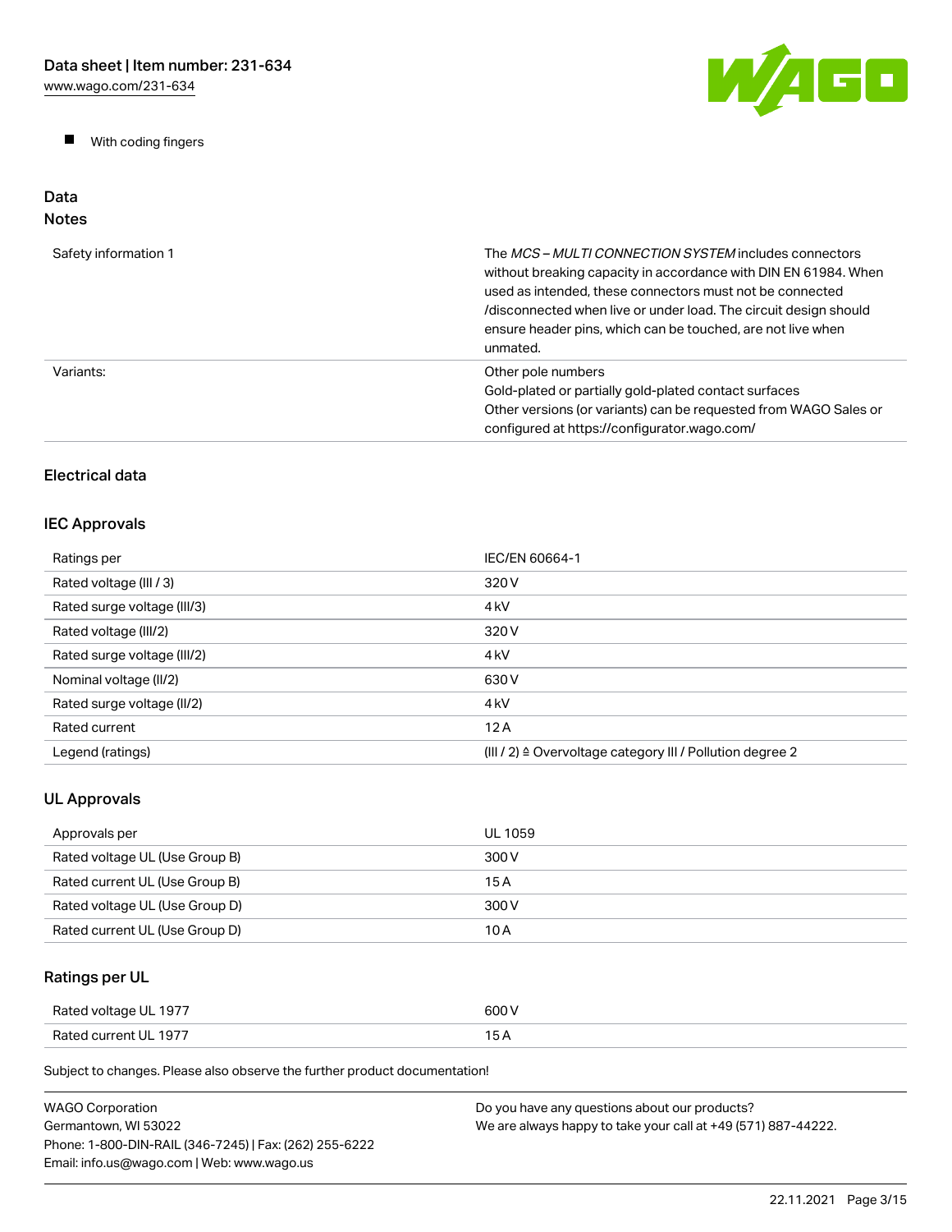- With coding fingers

## Data

### Notes

| | |
|---|---|
| Safety information 1 | The *MCS – MULTI CONNECTION SYSTEM* includes connectors without breaking capacity in accordance with DIN EN 61984. When used as intended, these connectors must not be connected /disconnected when live or under load. The circuit design should ensure header pins, which can be touched, are not live when unmated. |
| Variants: | Other pole numbers<br>Gold-plated or partially gold-plated contact surfaces<br>Other versions (or variants) can be requested from WAGO Sales or configured at https://configurator.wago.com/ |

### Electrical data

### IEC Approvals

| | |
|---|---|
| Ratings per | IEC/EN 60664-1 |
| Rated voltage (III / 3) | 320 V |
| Rated surge voltage (III/3) | 4 kV |
| Rated voltage (III/2) | 320 V |
| Rated surge voltage (III/2) | 4 kV |
| Nominal voltage (II/2) | 630 V |
| Rated surge voltage (II/2) | 4 kV |
| Rated current | 12 A |
| Legend (ratings) | (III / 2) ≙ Overvoltage category III / Pollution degree 2 |

### UL Approvals

| | |
|---|---|
| Approvals per | UL 1059 |
| Rated voltage UL (Use Group B) | 300 V |
| Rated current UL (Use Group B) | 15 A |
| Rated voltage UL (Use Group D) | 300 V |
| Rated current UL (Use Group D) | 10 A |

### Ratings per UL

| | |
|---|---|
| Rated voltage UL 1977 | 600 V |
| Rated current UL 1977 | 15 A |

Subject to changes. Please also observe the further product documentation!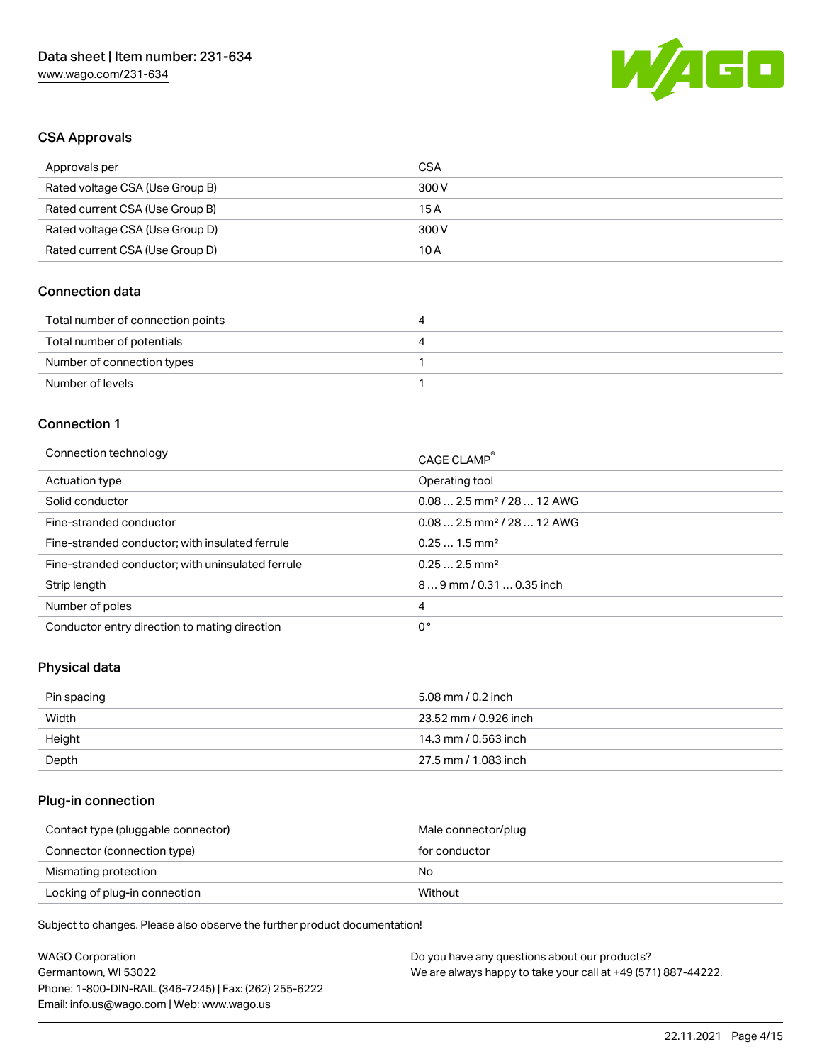## CSA Approvals

| Approvals per | CSA |
| --- | --- |
| Rated voltage CSA (Use Group B) | 300 V |
| Rated current CSA (Use Group B) | 15 A |
| Rated voltage CSA (Use Group D) | 300 V |
| Rated current CSA (Use Group D) | 10 A |

## Connection data

| Total number of connection points | 4 |
| --- | --- |
| Total number of potentials | 4 |
| Number of connection types | 1 |
| Number of levels | 1 |

## Connection 1

| Connection technology | CAGE CLAMP® |
| --- | --- |
| Actuation type | Operating tool |
| Solid conductor | 0.08 … 2.5 mm² / 28 … 12 AWG |
| Fine-stranded conductor | 0.08 … 2.5 mm² / 28 … 12 AWG |
| Fine-stranded conductor; with insulated ferrule | 0.25 … 1.5 mm² |
| Fine-stranded conductor; with uninsulated ferrule | 0.25 … 2.5 mm² |
| Strip length | 8 … 9 mm / 0.31 … 0.35 inch |
| Number of poles | 4 |
| Conductor entry direction to mating direction | 0 ° |

## Physical data

| Pin spacing | 5.08 mm / 0.2 inch |
| --- | --- |
| Width | 23.52 mm / 0.926 inch |
| Height | 14.3 mm / 0.563 inch |
| Depth | 27.5 mm / 1.083 inch |

## Plug-in connection

| Contact type (pluggable connector) | Male connector/plug |
| --- | --- |
| Connector (connection type) | for conductor |
| Mismating protection | No |
| Locking of plug-in connection | Without |

Subject to changes. Please also observe the further product documentation!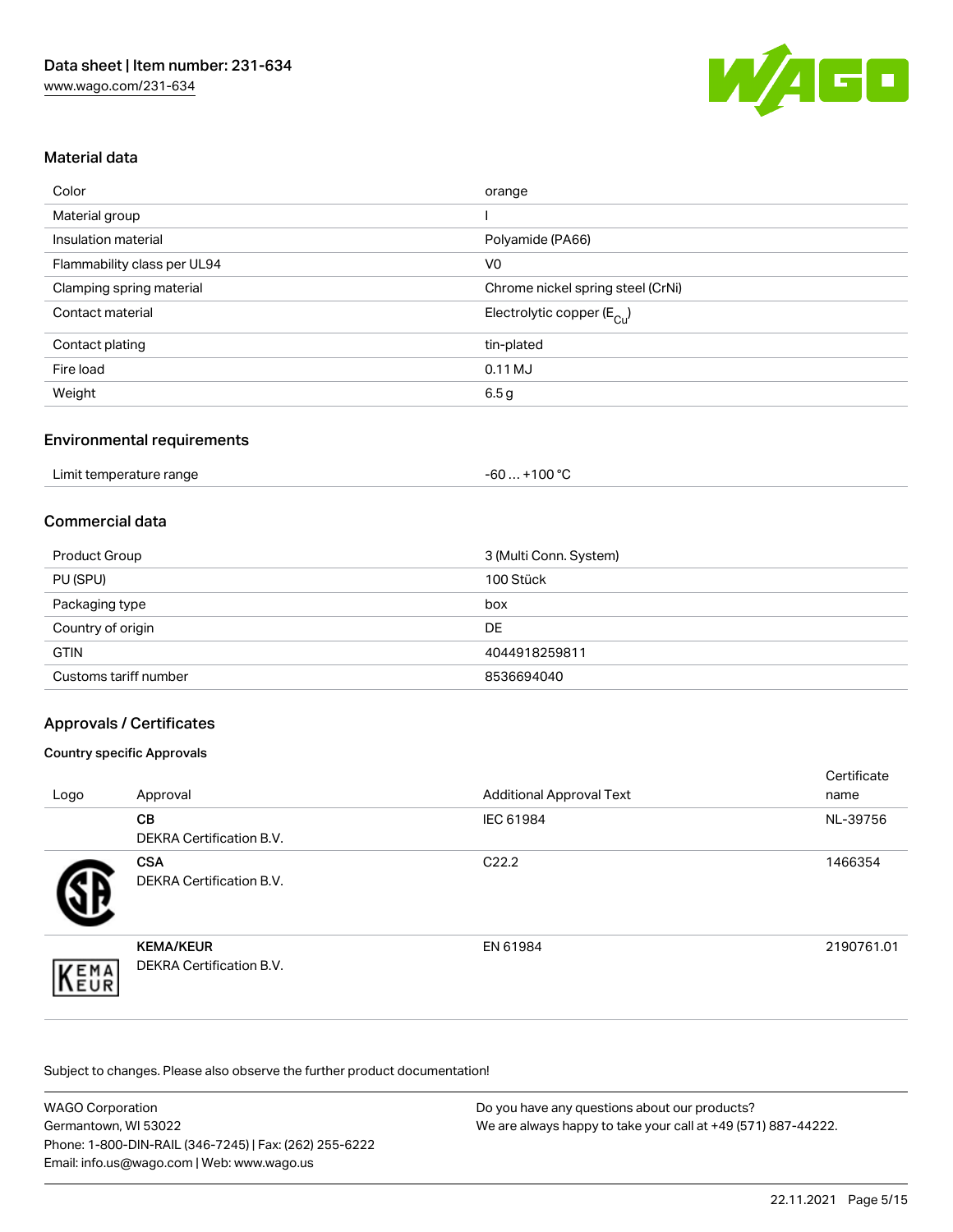## Material data

| Color | orange |
|---|---|
| Material group | I |
| Insulation material | Polyamide (PA66) |
| Flammability class per UL94 | V0 |
| Clamping spring material | Chrome nickel spring steel (CrNi) |
| Contact material | Electrolytic copper ($E_{Cu}$) |
| Contact plating | tin-plated |
| Fire load | 0.11 MJ |
| Weight | 6.5 g |

## Environmental requirements

| Limit temperature range | -60 … +100 °C |
|---|---|

## Commercial data

| Product Group | 3 (Multi Conn. System) |
|---|---|
| PU (SPU) | 100 Stück |
| Packaging type | box |
| Country of origin | DE |
| GTIN | 4044918259811 |
| Customs tariff number | 8536694040 |

## Approvals / Certificates

### Country specific Approvals

| Logo | Approval | Additional Approval Text | Certificate name |
|---|---|---|---|
| | **CB** DEKRA Certification B.V. | IEC 61984 | NL-39756 |
| | **CSA** DEKRA Certification B.V. | C22.2 | 1466354 |
| | **KEMA/KEUR** DEKRA Certification B.V. | EN 61984 | 2190761.01 |

Subject to changes. Please also observe the further product documentation!

WAGO Corporation
Germantown, WI 53022
Phone: 1-800-DIN-RAIL (346-7245) | Fax: (262) 255-6222
Email: info.us@wago.com | Web: www.wago.us

Do you have any questions about our products?
We are always happy to take your call at +49 (571) 887-44222.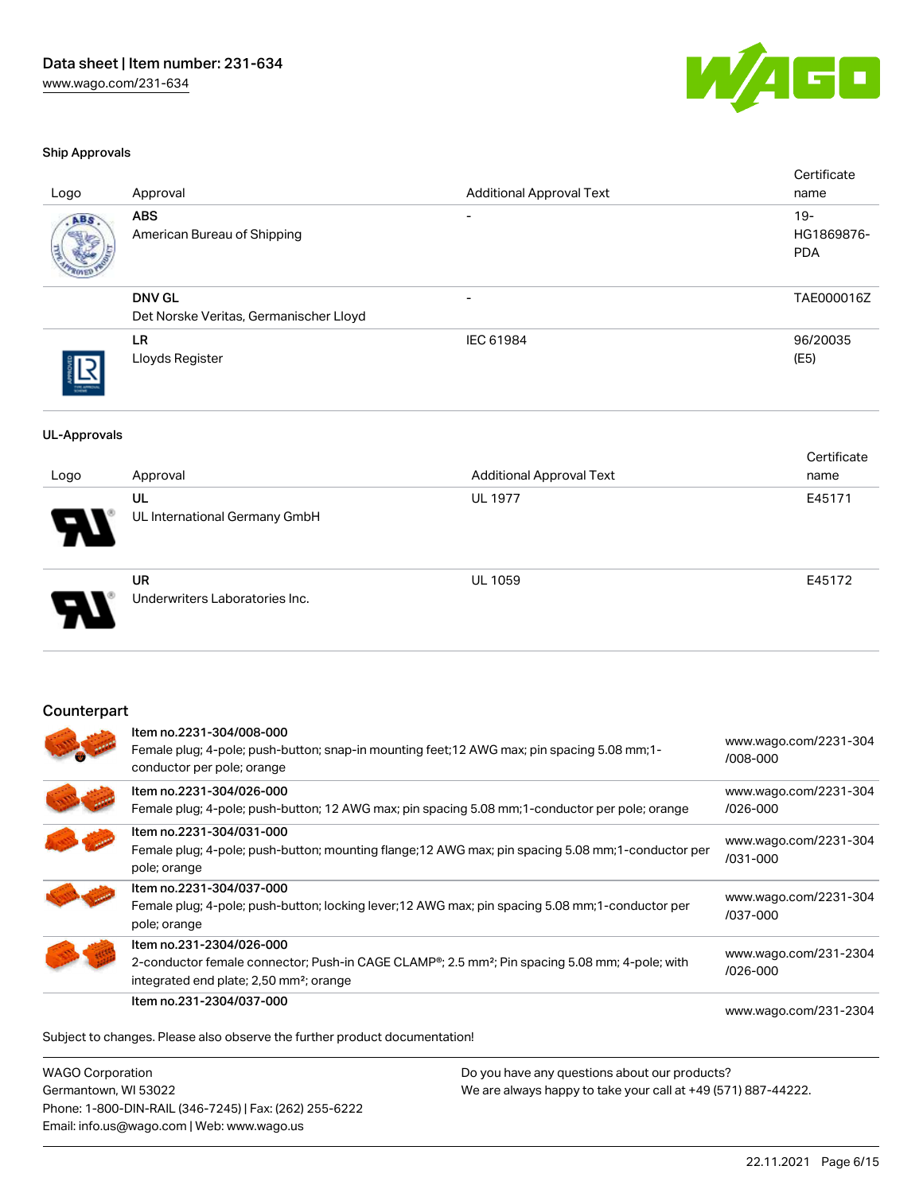### Ship Approvals

| Logo | Approval | Additional Approval Text | Certificate name |
|---|---|---|---|
| | **ABS**<br>American Bureau of Shipping | - | 19-HG1869876-PDA |
| | **DNV GL**<br>Det Norske Veritas, Germanischer Lloyd | - | TAE000016Z |
| | **LR**<br>Lloyds Register | IEC 61984 | 96/20035 (E5) |

### UL-Approvals

| Logo | Approval | Additional Approval Text | Certificate name |
|---|---|---|---|
| | **UL**<br>UL International Germany GmbH | UL 1977 | E45171 |
| | **UR**<br>Underwriters Laboratories Inc. | UL 1059 | E45172 |

## Counterpart

| | | |
|---|---|---|
| | **Item no.2231-304/008-000**<br>Female plug; 4-pole; push-button; snap-in mounting feet;12 AWG max; pin spacing 5.08 mm;1-conductor per pole; orange | www.wago.com/2231-304/008-000 |
| | **Item no.2231-304/026-000**<br>Female plug; 4-pole; push-button; 12 AWG max; pin spacing 5.08 mm;1-conductor per pole; orange | www.wago.com/2231-304/026-000 |
| | **Item no.2231-304/031-000**<br>Female plug; 4-pole; push-button; mounting flange;12 AWG max; pin spacing 5.08 mm;1-conductor per pole; orange | www.wago.com/2231-304/031-000 |
| | **Item no.2231-304/037-000**<br>Female plug; 4-pole; push-button; locking lever;12 AWG max; pin spacing 5.08 mm;1-conductor per pole; orange | www.wago.com/2231-304/037-000 |
| | **Item no.231-2304/026-000**<br>2-conductor female connector; Push-in CAGE CLAMP®; 2.5 mm²; Pin spacing 5.08 mm; 4-pole; with integrated end plate; 2,50 mm²; orange | www.wago.com/231-2304/026-000 |
| | **Item no.231-2304/037-000** | www.wago.com/231-2304 |

Subject to changes. Please also observe the further product documentation!

WAGO Corporation
Germantown, WI 53022
Phone: 1-800-DIN-RAIL (346-7245) | Fax: (262) 255-6222
Email: info.us@wago.com | Web: www.wago.us

Do you have any questions about our products?
We are always happy to take your call at +49 (571) 887-44222.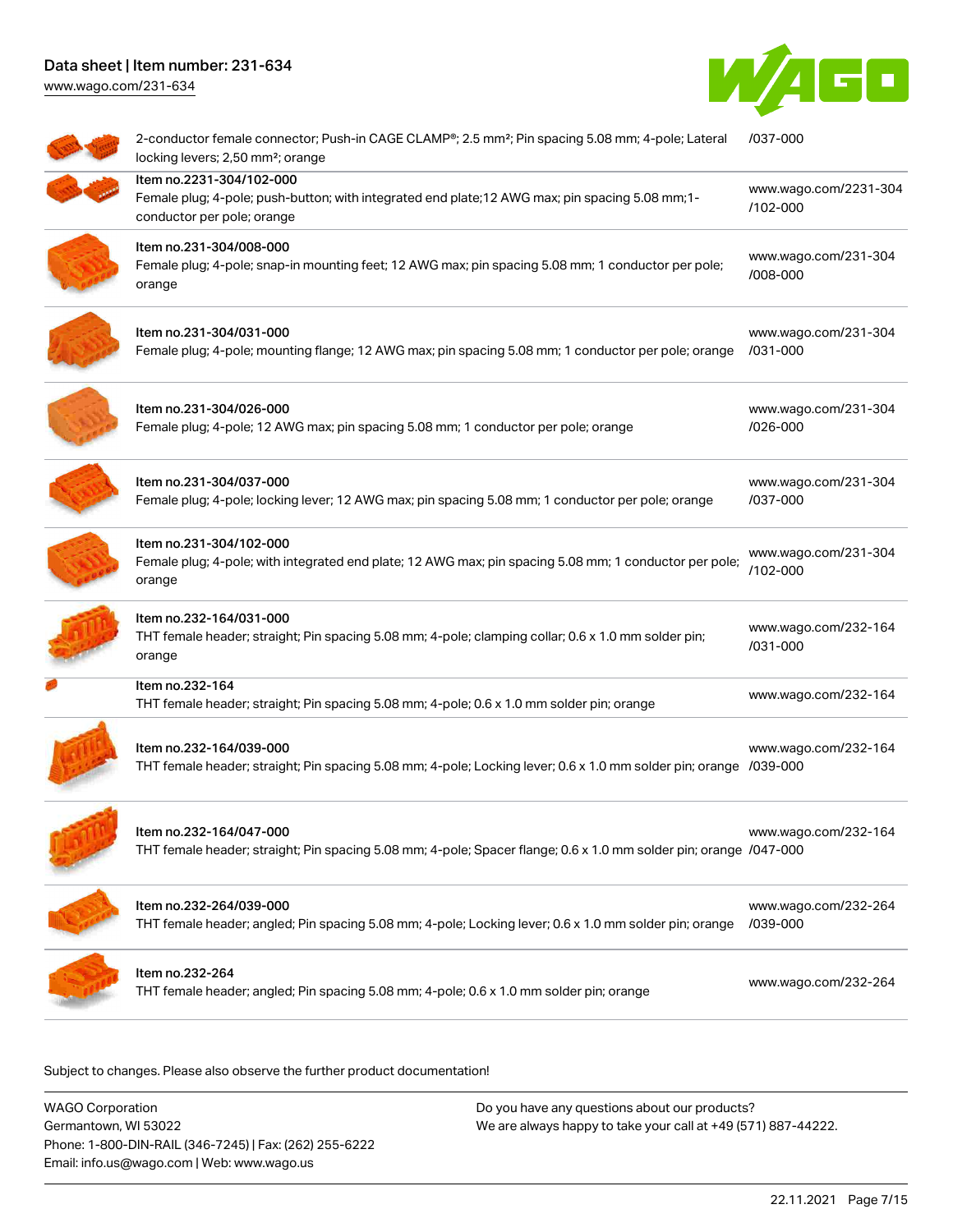| Description | Link |
| --- | --- |
| 2-conductor female connector; Push-in CAGE CLAMP®; 2.5 mm²; Pin spacing 5.08 mm; 4-pole; Lateral locking levers; 2,50 mm²; orange | /037-000 |
| Item no.2231-304/102-000<br>Female plug; 4-pole; push-button; with integrated end plate;12 AWG max; pin spacing 5.08 mm;1-conductor per pole; orange | www.wago.com/2231-304/102-000 |
| Item no.231-304/008-000<br>Female plug; 4-pole; snap-in mounting feet; 12 AWG max; pin spacing 5.08 mm; 1 conductor per pole; orange | www.wago.com/231-304/008-000 |
| Item no.231-304/031-000<br>Female plug; 4-pole; mounting flange; 12 AWG max; pin spacing 5.08 mm; 1 conductor per pole; orange | www.wago.com/231-304/031-000 |
| Item no.231-304/026-000<br>Female plug; 4-pole; 12 AWG max; pin spacing 5.08 mm; 1 conductor per pole; orange | www.wago.com/231-304/026-000 |
| Item no.231-304/037-000<br>Female plug; 4-pole; locking lever; 12 AWG max; pin spacing 5.08 mm; 1 conductor per pole; orange | www.wago.com/231-304/037-000 |
| Item no.231-304/102-000<br>Female plug; 4-pole; with integrated end plate; 12 AWG max; pin spacing 5.08 mm; 1 conductor per pole; orange | www.wago.com/231-304/102-000 |
| Item no.232-164/031-000<br>THT female header; straight; Pin spacing 5.08 mm; 4-pole; clamping collar; 0.6 x 1.0 mm solder pin; orange | www.wago.com/232-164/031-000 |
| Item no.232-164<br>THT female header; straight; Pin spacing 5.08 mm; 4-pole; 0.6 x 1.0 mm solder pin; orange | www.wago.com/232-164 |
| Item no.232-164/039-000<br>THT female header; straight; Pin spacing 5.08 mm; 4-pole; Locking lever; 0.6 x 1.0 mm solder pin; orange | www.wago.com/232-164/039-000 |
| Item no.232-164/047-000<br>THT female header; straight; Pin spacing 5.08 mm; 4-pole; Spacer flange; 0.6 x 1.0 mm solder pin; orange | www.wago.com/232-164/047-000 |
| Item no.232-264/039-000<br>THT female header; angled; Pin spacing 5.08 mm; 4-pole; Locking lever; 0.6 x 1.0 mm solder pin; orange | www.wago.com/232-264/039-000 |
| Item no.232-264<br>THT female header; angled; Pin spacing 5.08 mm; 4-pole; 0.6 x 1.0 mm solder pin; orange | www.wago.com/232-264 |

Subject to changes. Please also observe the further product documentation!

WAGO Corporation
Germantown, WI 53022
Phone: 1-800-DIN-RAIL (346-7245) | Fax: (262) 255-6222
Email: info.us@wago.com | Web: www.wago.us

Do you have any questions about our products?
We are always happy to take your call at +49 (571) 887-44222.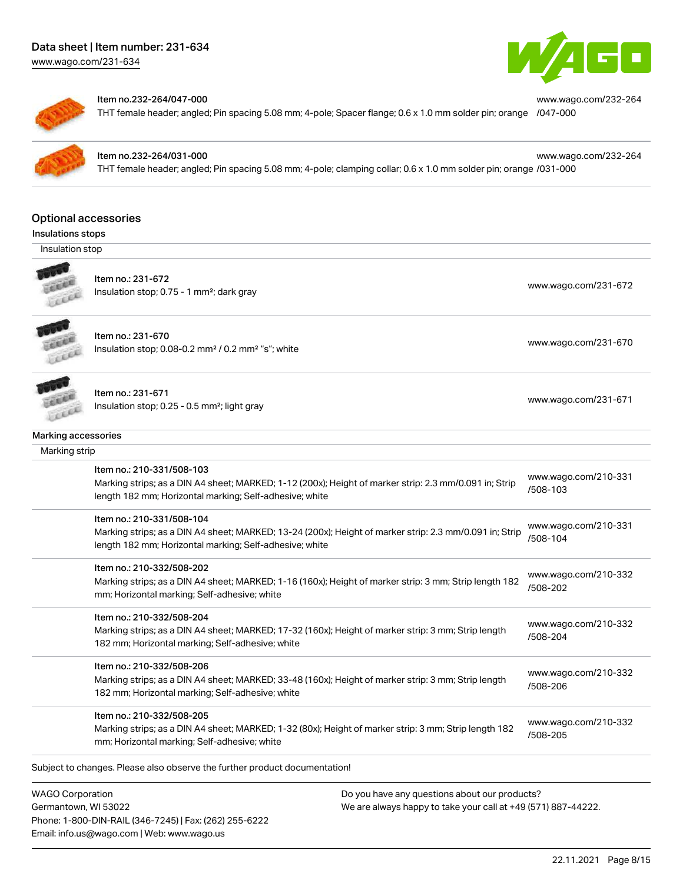Item no.232-264/047-000
THT female header; angled; Pin spacing 5.08 mm; 4-pole; Spacer flange; 0.6 x 1.0 mm solder pin; orange www.wago.com/232-264/047-000

Item no.232-264/031-000
THT female header; angled; Pin spacing 5.08 mm; 4-pole; clamping collar; 0.6 x 1.0 mm solder pin; orange www.wago.com/232-264/031-000

## Optional accessories

### Insulations stops

Insulation stop

| Item | Link |
| --- | --- |
| Item no.: 231-672<br>Insulation stop; 0.75 - 1 mm²; dark gray | www.wago.com/231-672 |
| Item no.: 231-670<br>Insulation stop; 0.08-0.2 mm² / 0.2 mm² "s"; white | www.wago.com/231-670 |
| Item no.: 231-671<br>Insulation stop; 0.25 - 0.5 mm²; light gray | www.wago.com/231-671 |

### Marking accessories

Marking strip

| Item | Link |
| --- | --- |
| Item no.: 210-331/508-103<br>Marking strips; as a DIN A4 sheet; MARKED; 1-12 (200x); Height of marker strip: 2.3 mm/0.091 in; Strip length 182 mm; Horizontal marking; Self-adhesive; white | www.wago.com/210-331/508-103 |
| Item no.: 210-331/508-104<br>Marking strips; as a DIN A4 sheet; MARKED; 13-24 (200x); Height of marker strip: 2.3 mm/0.091 in; Strip length 182 mm; Horizontal marking; Self-adhesive; white | www.wago.com/210-331/508-104 |
| Item no.: 210-332/508-202<br>Marking strips; as a DIN A4 sheet; MARKED; 1-16 (160x); Height of marker strip: 3 mm; Strip length 182 mm; Horizontal marking; Self-adhesive; white | www.wago.com/210-332/508-202 |
| Item no.: 210-332/508-204<br>Marking strips; as a DIN A4 sheet; MARKED; 17-32 (160x); Height of marker strip: 3 mm; Strip length 182 mm; Horizontal marking; Self-adhesive; white | www.wago.com/210-332/508-204 |
| Item no.: 210-332/508-206<br>Marking strips; as a DIN A4 sheet; MARKED; 33-48 (160x); Height of marker strip: 3 mm; Strip length 182 mm; Horizontal marking; Self-adhesive; white | www.wago.com/210-332/508-206 |
| Item no.: 210-332/508-205<br>Marking strips; as a DIN A4 sheet; MARKED; 1-32 (80x); Height of marker strip: 3 mm; Strip length 182 mm; Horizontal marking; Self-adhesive; white | www.wago.com/210-332/508-205 |

Subject to changes. Please also observe the further product documentation!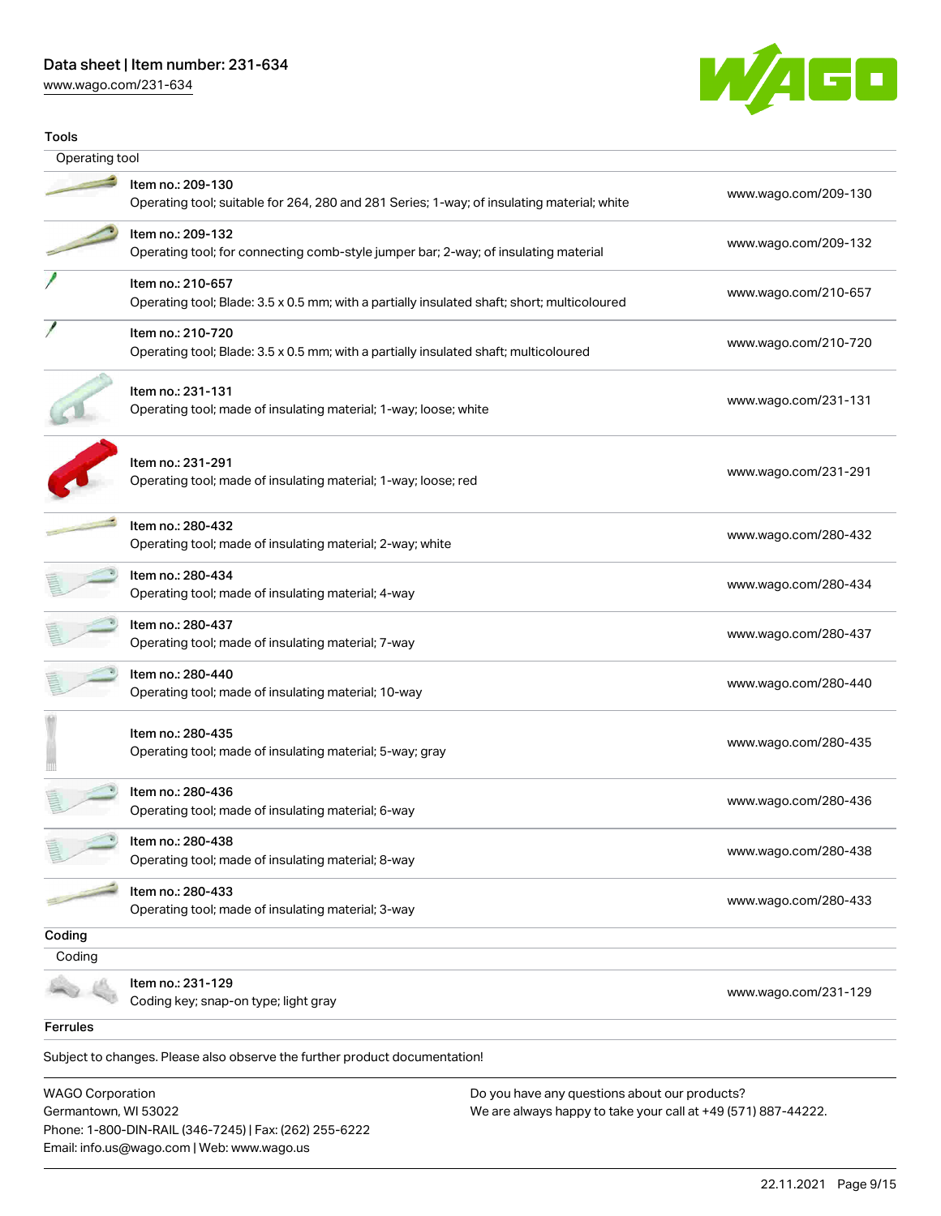## Tools

### Operating tool

| | |
|---|---|
| Item no.: 209-130<br>Operating tool; suitable for 264, 280 and 281 Series; 1-way; of insulating material; white | www.wago.com/209-130 |
| Item no.: 209-132<br>Operating tool; for connecting comb-style jumper bar; 2-way; of insulating material | www.wago.com/209-132 |
| Item no.: 210-657<br>Operating tool; Blade: 3.5 x 0.5 mm; with a partially insulated shaft; short; multicoloured | www.wago.com/210-657 |
| Item no.: 210-720<br>Operating tool; Blade: 3.5 x 0.5 mm; with a partially insulated shaft; multicoloured | www.wago.com/210-720 |
| Item no.: 231-131<br>Operating tool; made of insulating material; 1-way; loose; white | www.wago.com/231-131 |
| Item no.: 231-291<br>Operating tool; made of insulating material; 1-way; loose; red | www.wago.com/231-291 |
| Item no.: 280-432<br>Operating tool; made of insulating material; 2-way; white | www.wago.com/280-432 |
| Item no.: 280-434<br>Operating tool; made of insulating material; 4-way | www.wago.com/280-434 |
| Item no.: 280-437<br>Operating tool; made of insulating material; 7-way | www.wago.com/280-437 |
| Item no.: 280-440<br>Operating tool; made of insulating material; 10-way | www.wago.com/280-440 |
| Item no.: 280-435<br>Operating tool; made of insulating material; 5-way; gray | www.wago.com/280-435 |
| Item no.: 280-436<br>Operating tool; made of insulating material; 6-way | www.wago.com/280-436 |
| Item no.: 280-438<br>Operating tool; made of insulating material; 8-way | www.wago.com/280-438 |
| Item no.: 280-433<br>Operating tool; made of insulating material; 3-way | www.wago.com/280-433 |

## Coding

### Coding

| | |
|---|---|
| Item no.: 231-129<br>Coding key; snap-on type; light gray | www.wago.com/231-129 |

## Ferrules

Subject to changes. Please also observe the further product documentation!

WAGO Corporation
Germantown, WI 53022
Phone: 1-800-DIN-RAIL (346-7245) | Fax: (262) 255-6222
Email: info.us@wago.com | Web: www.wago.us

Do you have any questions about our products?
We are always happy to take your call at +49 (571) 887-44222.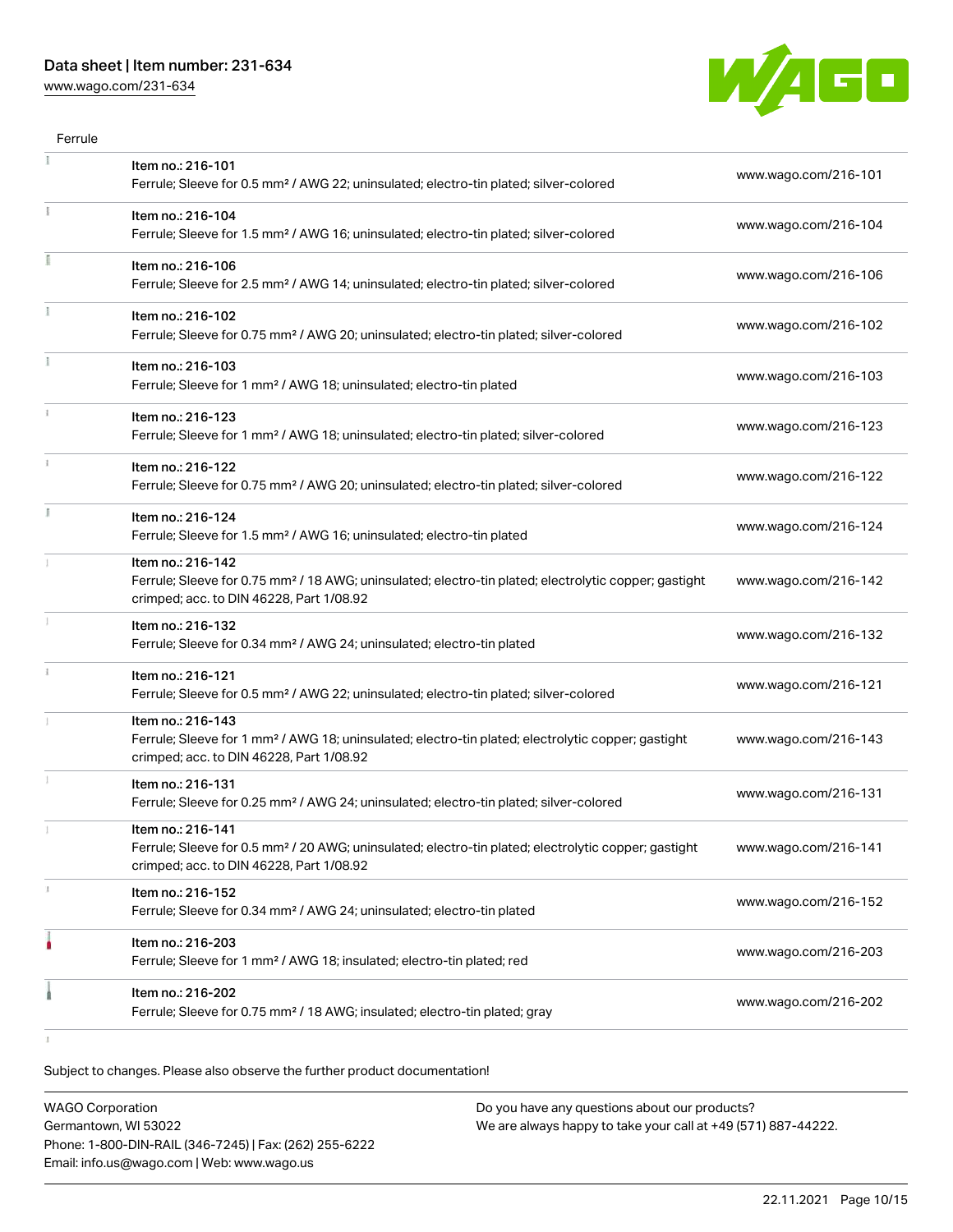Ferrule

| | | |
|---|---|---|
| | Item no.: 216-101<br>Ferrule; Sleeve for 0.5 mm² / AWG 22; uninsulated; electro-tin plated; silver-colored | www.wago.com/216-101 |
| | Item no.: 216-104<br>Ferrule; Sleeve for 1.5 mm² / AWG 16; uninsulated; electro-tin plated; silver-colored | www.wago.com/216-104 |
| | Item no.: 216-106<br>Ferrule; Sleeve for 2.5 mm² / AWG 14; uninsulated; electro-tin plated; silver-colored | www.wago.com/216-106 |
| | Item no.: 216-102<br>Ferrule; Sleeve for 0.75 mm² / AWG 20; uninsulated; electro-tin plated; silver-colored | www.wago.com/216-102 |
| | Item no.: 216-103<br>Ferrule; Sleeve for 1 mm² / AWG 18; uninsulated; electro-tin plated | www.wago.com/216-103 |
| | Item no.: 216-123<br>Ferrule; Sleeve for 1 mm² / AWG 18; uninsulated; electro-tin plated; silver-colored | www.wago.com/216-123 |
| | Item no.: 216-122<br>Ferrule; Sleeve for 0.75 mm² / AWG 20; uninsulated; electro-tin plated; silver-colored | www.wago.com/216-122 |
| | Item no.: 216-124<br>Ferrule; Sleeve for 1.5 mm² / AWG 16; uninsulated; electro-tin plated | www.wago.com/216-124 |
| | Item no.: 216-142<br>Ferrule; Sleeve for 0.75 mm² / 18 AWG; uninsulated; electro-tin plated; electrolytic copper; gastight crimped; acc. to DIN 46228, Part 1/08.92 | www.wago.com/216-142 |
| | Item no.: 216-132<br>Ferrule; Sleeve for 0.34 mm² / AWG 24; uninsulated; electro-tin plated | www.wago.com/216-132 |
| | Item no.: 216-121<br>Ferrule; Sleeve for 0.5 mm² / AWG 22; uninsulated; electro-tin plated; silver-colored | www.wago.com/216-121 |
| | Item no.: 216-143<br>Ferrule; Sleeve for 1 mm² / AWG 18; uninsulated; electro-tin plated; electrolytic copper; gastight crimped; acc. to DIN 46228, Part 1/08.92 | www.wago.com/216-143 |
| | Item no.: 216-131<br>Ferrule; Sleeve for 0.25 mm² / AWG 24; uninsulated; electro-tin plated; silver-colored | www.wago.com/216-131 |
| | Item no.: 216-141<br>Ferrule; Sleeve for 0.5 mm² / 20 AWG; uninsulated; electro-tin plated; electrolytic copper; gastight crimped; acc. to DIN 46228, Part 1/08.92 | www.wago.com/216-141 |
| | Item no.: 216-152<br>Ferrule; Sleeve for 0.34 mm² / AWG 24; uninsulated; electro-tin plated | www.wago.com/216-152 |
| | Item no.: 216-203<br>Ferrule; Sleeve for 1 mm² / AWG 18; insulated; electro-tin plated; red | www.wago.com/216-203 |
| | Item no.: 216-202<br>Ferrule; Sleeve for 0.75 mm² / 18 AWG; insulated; electro-tin plated; gray | www.wago.com/216-202 |

Subject to changes. Please also observe the further product documentation!

WAGO Corporation
Germantown, WI 53022
Phone: 1-800-DIN-RAIL (346-7245) | Fax: (262) 255-6222
Email: info.us@wago.com | Web: www.wago.us

Do you have any questions about our products?
We are always happy to take your call at +49 (571) 887-44222.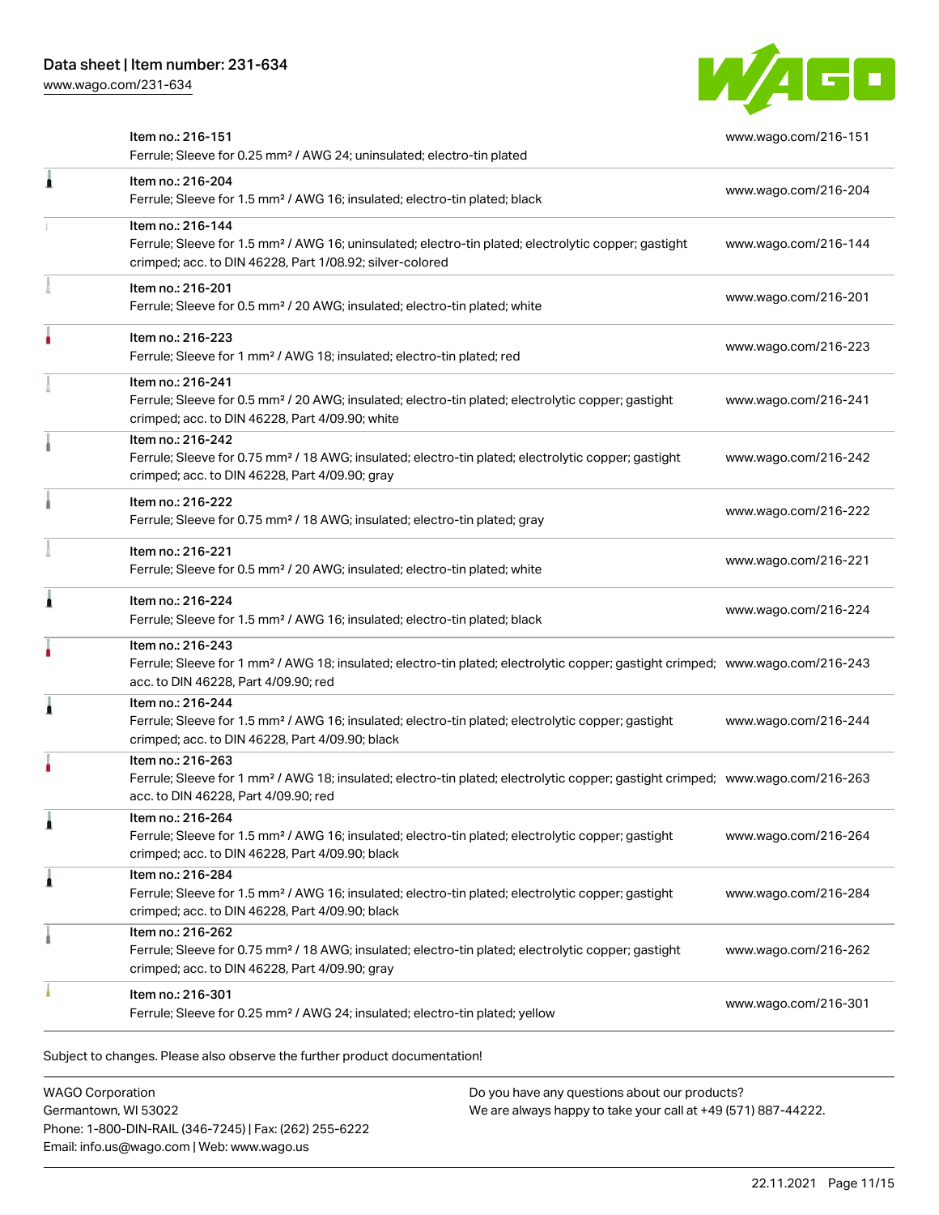| Item | URL |
| --- | --- |
| Item no.: 216-151<br>Ferrule; Sleeve for 0.25 mm² / AWG 24; uninsulated; electro-tin plated | www.wago.com/216-151 |
| Item no.: 216-204<br>Ferrule; Sleeve for 1.5 mm² / AWG 16; insulated; electro-tin plated; black | www.wago.com/216-204 |
| Item no.: 216-144<br>Ferrule; Sleeve for 1.5 mm² / AWG 16; uninsulated; electro-tin plated; electrolytic copper; gastight crimped; acc. to DIN 46228, Part 1/08.92; silver-colored | www.wago.com/216-144 |
| Item no.: 216-201<br>Ferrule; Sleeve for 0.5 mm² / 20 AWG; insulated; electro-tin plated; white | www.wago.com/216-201 |
| Item no.: 216-223<br>Ferrule; Sleeve for 1 mm² / AWG 18; insulated; electro-tin plated; red | www.wago.com/216-223 |
| Item no.: 216-241<br>Ferrule; Sleeve for 0.5 mm² / 20 AWG; insulated; electro-tin plated; electrolytic copper; gastight crimped; acc. to DIN 46228, Part 4/09.90; white | www.wago.com/216-241 |
| Item no.: 216-242<br>Ferrule; Sleeve for 0.75 mm² / 18 AWG; insulated; electro-tin plated; electrolytic copper; gastight crimped; acc. to DIN 46228, Part 4/09.90; gray | www.wago.com/216-242 |
| Item no.: 216-222<br>Ferrule; Sleeve for 0.75 mm² / 18 AWG; insulated; electro-tin plated; gray | www.wago.com/216-222 |
| Item no.: 216-221<br>Ferrule; Sleeve for 0.5 mm² / 20 AWG; insulated; electro-tin plated; white | www.wago.com/216-221 |
| Item no.: 216-224<br>Ferrule; Sleeve for 1.5 mm² / AWG 16; insulated; electro-tin plated; black | www.wago.com/216-224 |
| Item no.: 216-243<br>Ferrule; Sleeve for 1 mm² / AWG 18; insulated; electro-tin plated; electrolytic copper; gastight crimped; acc. to DIN 46228, Part 4/09.90; red | www.wago.com/216-243 |
| Item no.: 216-244<br>Ferrule; Sleeve for 1.5 mm² / AWG 16; insulated; electro-tin plated; electrolytic copper; gastight crimped; acc. to DIN 46228, Part 4/09.90; black | www.wago.com/216-244 |
| Item no.: 216-263<br>Ferrule; Sleeve for 1 mm² / AWG 18; insulated; electro-tin plated; electrolytic copper; gastight crimped; acc. to DIN 46228, Part 4/09.90; red | www.wago.com/216-263 |
| Item no.: 216-264<br>Ferrule; Sleeve for 1.5 mm² / AWG 16; insulated; electro-tin plated; electrolytic copper; gastight crimped; acc. to DIN 46228, Part 4/09.90; black | www.wago.com/216-264 |
| Item no.: 216-284<br>Ferrule; Sleeve for 1.5 mm² / AWG 16; insulated; electro-tin plated; electrolytic copper; gastight crimped; acc. to DIN 46228, Part 4/09.90; black | www.wago.com/216-284 |
| Item no.: 216-262<br>Ferrule; Sleeve for 0.75 mm² / 18 AWG; insulated; electro-tin plated; electrolytic copper; gastight crimped; acc. to DIN 46228, Part 4/09.90; gray | www.wago.com/216-262 |
| Item no.: 216-301<br>Ferrule; Sleeve for 0.25 mm² / AWG 24; insulated; electro-tin plated; yellow | www.wago.com/216-301 |

Subject to changes. Please also observe the further product documentation!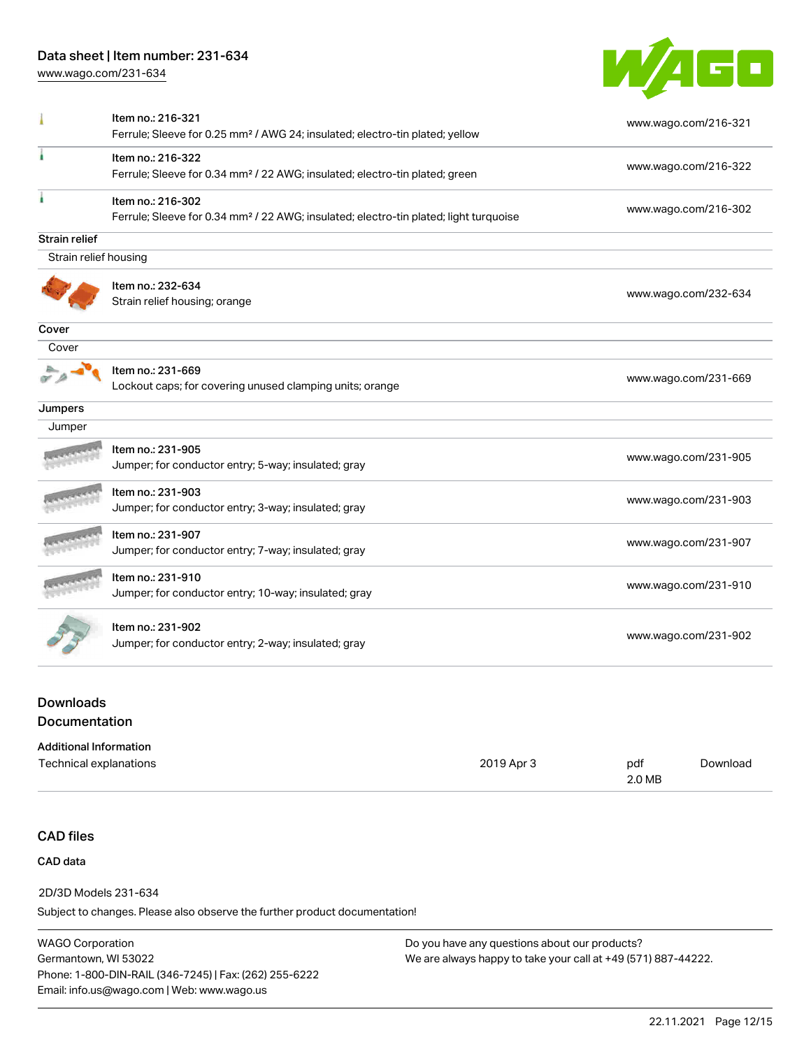| | | |
|---|---|---|
| | Item no.: 216-321<br>Ferrule; Sleeve for 0.25 mm² / AWG 24; insulated; electro-tin plated; yellow | www.wago.com/216-321 |
| | Item no.: 216-322<br>Ferrule; Sleeve for 0.34 mm² / 22 AWG; insulated; electro-tin plated; green | www.wago.com/216-322 |
| | Item no.: 216-302<br>Ferrule; Sleeve for 0.34 mm² / 22 AWG; insulated; electro-tin plated; light turquoise | www.wago.com/216-302 |

**Strain relief**

Strain relief housing

| | | |
|---|---|---|
| | Item no.: 232-634<br>Strain relief housing; orange | www.wago.com/232-634 |

**Cover**

Cover

| | | |
|---|---|---|
| | Item no.: 231-669<br>Lockout caps; for covering unused clamping units; orange | www.wago.com/231-669 |

**Jumpers**

Jumper

| | | |
|---|---|---|
| | Item no.: 231-905<br>Jumper; for conductor entry; 5-way; insulated; gray | www.wago.com/231-905 |
| | Item no.: 231-903<br>Jumper; for conductor entry; 3-way; insulated; gray | www.wago.com/231-903 |
| | Item no.: 231-907<br>Jumper; for conductor entry; 7-way; insulated; gray | www.wago.com/231-907 |
| | Item no.: 231-910<br>Jumper; for conductor entry; 10-way; insulated; gray | www.wago.com/231-910 |
| | Item no.: 231-902<br>Jumper; for conductor entry; 2-way; insulated; gray | www.wago.com/231-902 |

## Downloads

## Documentation

**Additional Information**

| | | | |
|---|---|---|---|
| Technical explanations | 2019 Apr 3 | pdf<br>2.0 MB | Download |

## CAD files

**CAD data**

2D/3D Models 231-634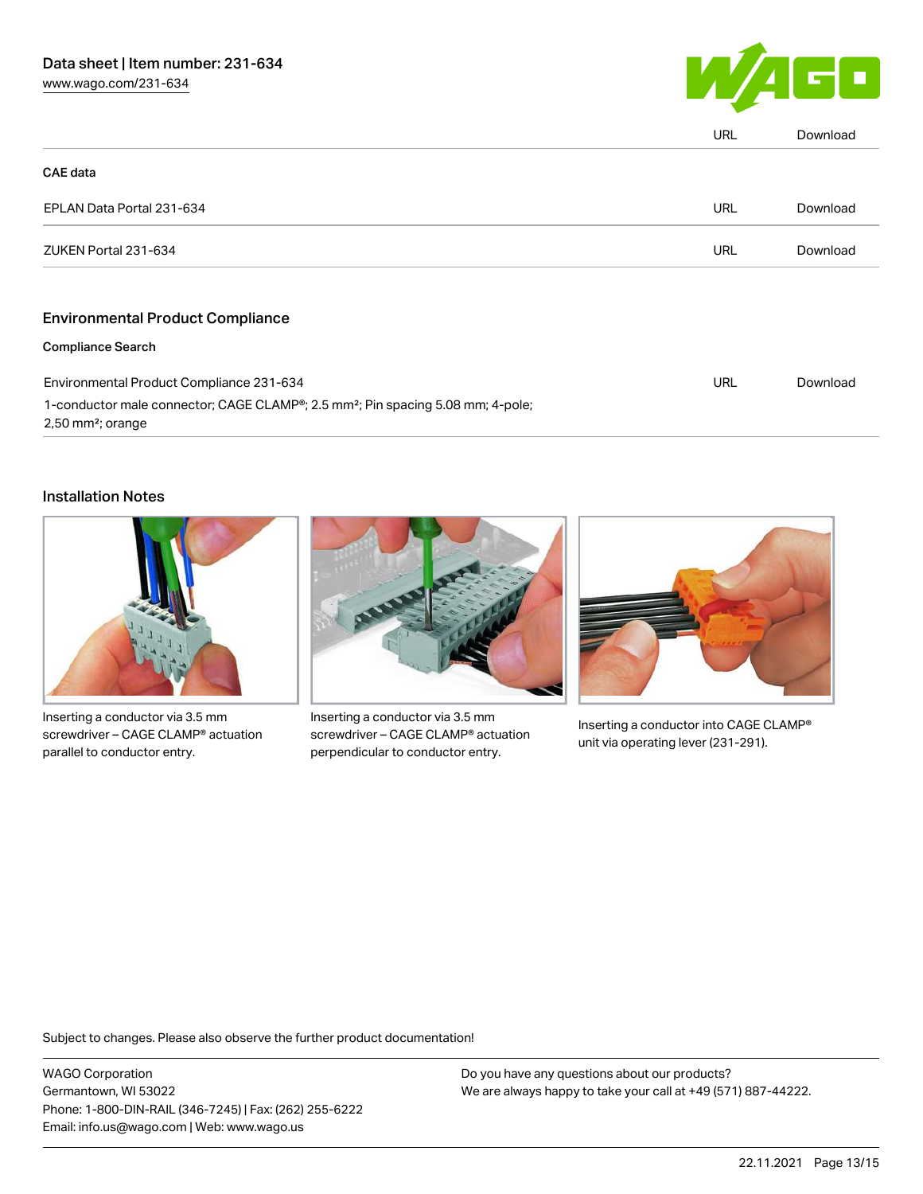| | URL | Download |
|---|---|---|

### CAE data

| | | |
|---|---|---|
| EPLAN Data Portal 231-634 | URL | Download |
| ZUKEN Portal 231-634 | URL | Download |

## Environmental Product Compliance

### Compliance Search

| | | |
|---|---|---|
| Environmental Product Compliance 231-634<br>1-conductor male connector; CAGE CLAMP®; 2.5 mm²; Pin spacing 5.08 mm; 4-pole; 2,50 mm²; orange | URL | Download |

## Installation Notes

Inserting a conductor via 3.5 mm screwdriver – CAGE CLAMP® actuation parallel to conductor entry.

Inserting a conductor via 3.5 mm screwdriver – CAGE CLAMP® actuation perpendicular to conductor entry.

Inserting a conductor into CAGE CLAMP® unit via operating lever (231-291).

Subject to changes. Please also observe the further product documentation!

WAGO Corporation
Germantown, WI 53022
Phone: 1-800-DIN-RAIL (346-7245) | Fax: (262) 255-6222
Email: info.us@wago.com | Web: www.wago.us

Do you have any questions about our products?
We are always happy to take your call at +49 (571) 887-44222.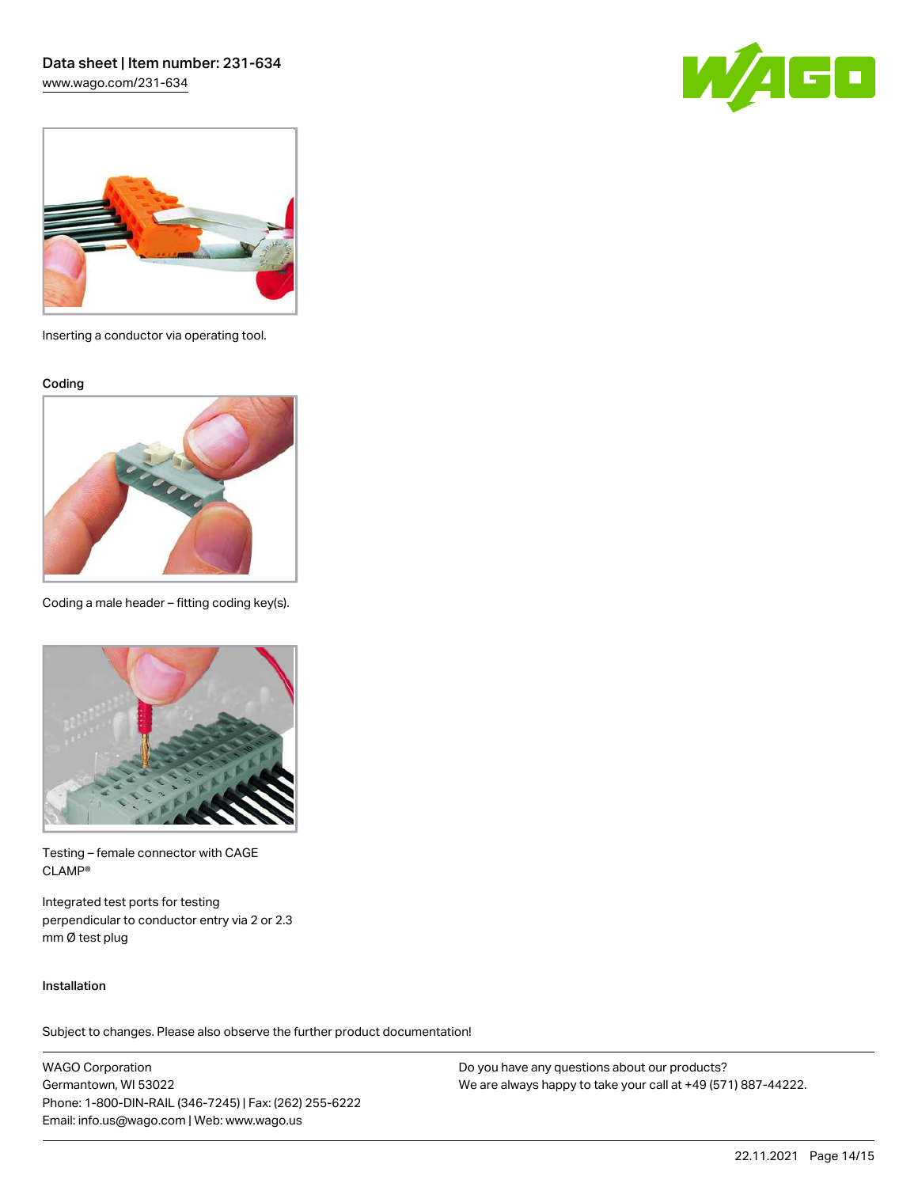Inserting a conductor via operating tool.

### Coding

Coding a male header – fitting coding key(s).

Testing – female connector with CAGE CLAMP®

Integrated test ports for testing perpendicular to conductor entry via 2 or 2.3 mm Ø test plug

### Installation

Subject to changes. Please also observe the further product documentation!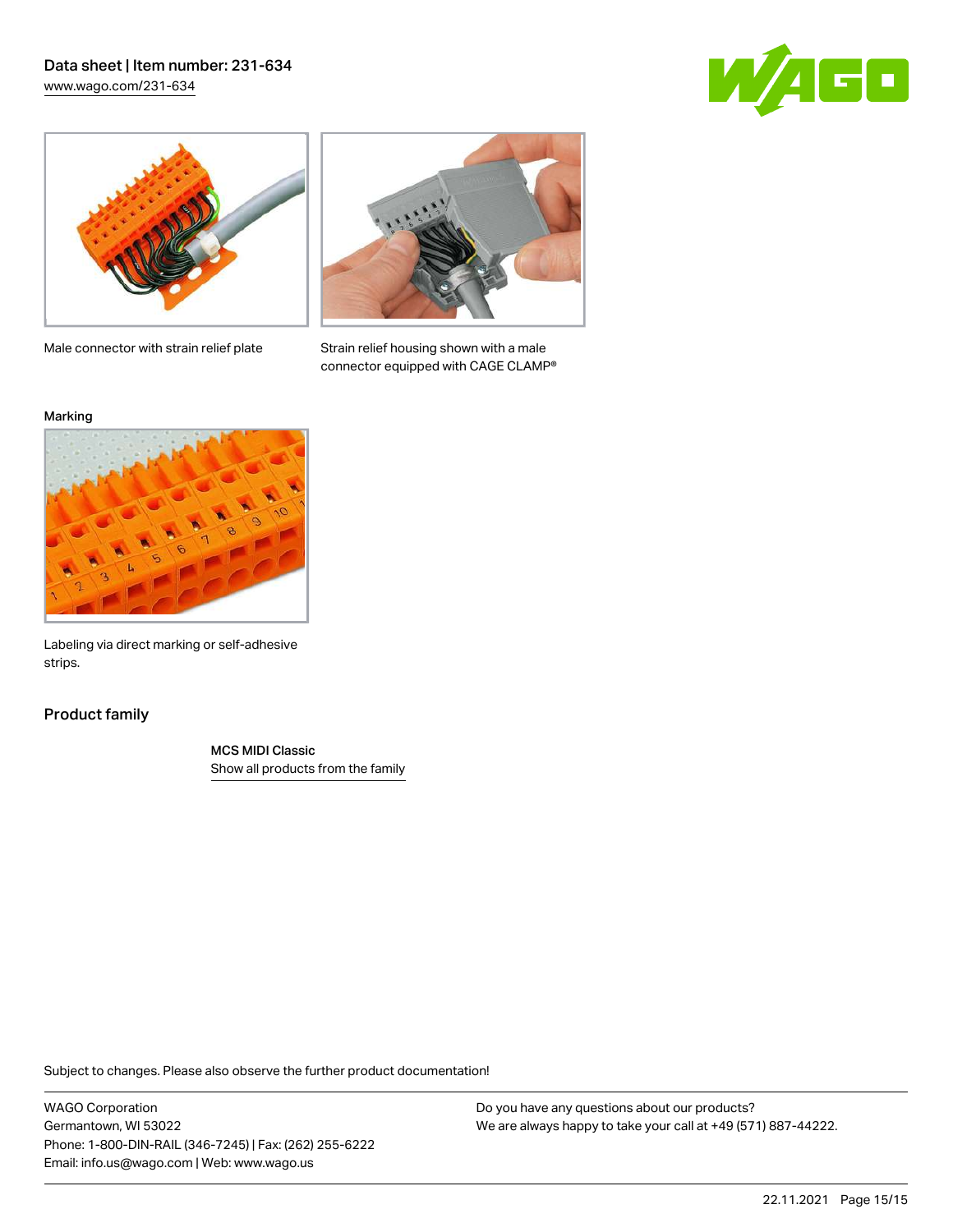Male connector with strain relief plate

Strain relief housing shown with a male connector equipped with CAGE CLAMP®

Marking

Labeling via direct marking or self-adhesive strips.

## Product family

MCS MIDI Classic
Show all products from the family

Subject to changes. Please also observe the further product documentation!

WAGO Corporation
Germantown, WI 53022
Phone: 1-800-DIN-RAIL (346-7245) | Fax: (262) 255-6222
Email: info.us@wago.com | Web: www.wago.us

Do you have any questions about our products?
We are always happy to take your call at +49 (571) 887-44222.